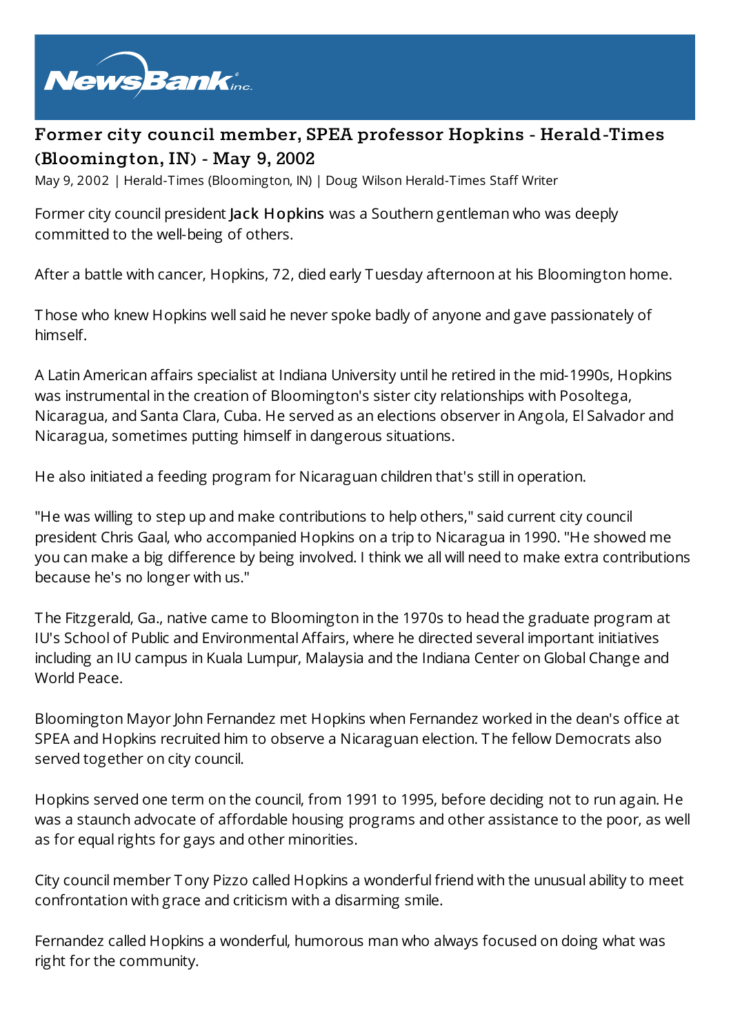# Former city council member, SPEA professor Hopkins - Herald-Times (Bloomington, IN) - May 9, 2002

May 9, 2002 | Herald-Times (Bloomington, IN) | Doug Wilson Herald-Times Staff Writer

Former city council president **Jack Hopkins** was a Southern gentleman who was deeply committed to the well-being of others.

After a battle with cancer, Hopkins, 72, died early Tuesday afternoon at his Bloomington home.

Those who knew Hopkins well said he never spoke badly of anyone and gave passionately of himself.

A Latin American affairs specialist at Indiana University until he retired in the mid-1990s, Hopkins was instrumental in the creation of Bloomington's sister city relationships with Posoltega, Nicaragua, and Santa Clara, Cuba. He served as an elections observer in Angola, El Salvador and Nicaragua, sometimes putting himself in dangerous situations.

He also initiated a feeding program for Nicaraguan children that's still in operation.

"He was willing to step up and make contributions to help others," said current city council president Chris Gaal, who accompanied Hopkins on a trip to Nicaragua in 1990. "He showed me you can make a big difference by being involved. I think we all will need to make extra contributions because he's no longer with us."

The Fitzgerald, Ga., native came to Bloomington in the 1970s to head the graduate program at IU's School of Public and Environmental Affairs, where he directed several important initiatives including an IU campus in Kuala Lumpur, Malaysia and the Indiana Center on Global Change and World Peace.

Bloomington Mayor John Fernandez met Hopkins when Fernandez worked in the dean's office at SPEA and Hopkins recruited him to observe a Nicaraguan election. The fellow Democrats also served together on city council.

Hopkins served one term on the council, from 1991 to 1995, before deciding not to run again. He was a staunch advocate of affordable housing programs and other assistance to the poor, as well as for equal rights for gays and other minorities.

City council member Tony Pizzo called Hopkins a wonderful friend with the unusual ability to meet confrontation with grace and criticism with a disarming smile.

Fernandez called Hopkins a wonderful, humorous man who always focused on doing what was right for the community.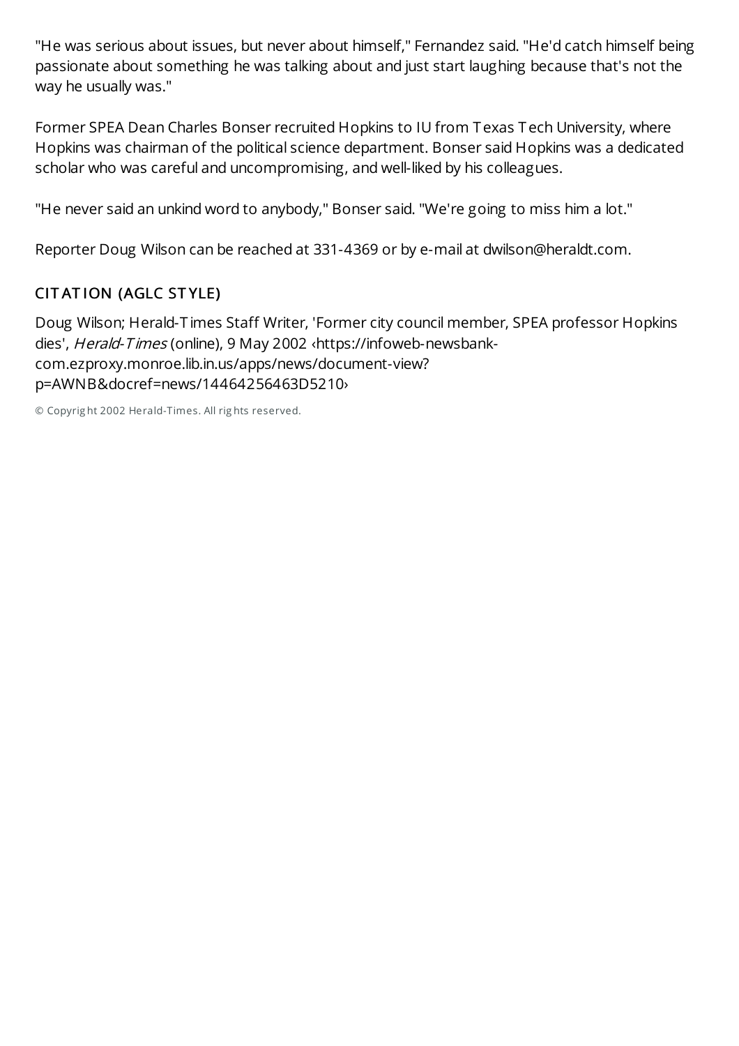"He was serious about issues, but never about himself," Fernandez said. "He'd catch himself being passionate about something he was talking about and just start laughing because that's not the way he usually was."

Former SPEA Dean Charles Bonser recruited Hopkins to IU from Texas Tech University, where Hopkins was chairman of the political science department. Bonser said Hopkins was a dedicated scholar who was careful and uncompromising, and well-liked by his colleagues.

"He never said an unkind word to anybody," Bonser said. "We're going to miss him a lot."

Reporter Doug Wilson can be reached at 331-4369 or by e-mail at dwilson@heraldt.com.

## CITATION (AGLC STYLE)

Doug Wilson; Herald-Times Staff Writer, 'Former city council member, SPEA professor Hopkins dies', *Herald-Times* (online), 9 May 2002 ‹https://infoweb-newsbank-com.ezproxy.monroe.lib.in.us/apps/news/document-view?p=AWNB&docref=news/14464256463D5210›

© Copyright 2002 Herald-Times. All rights reserved.